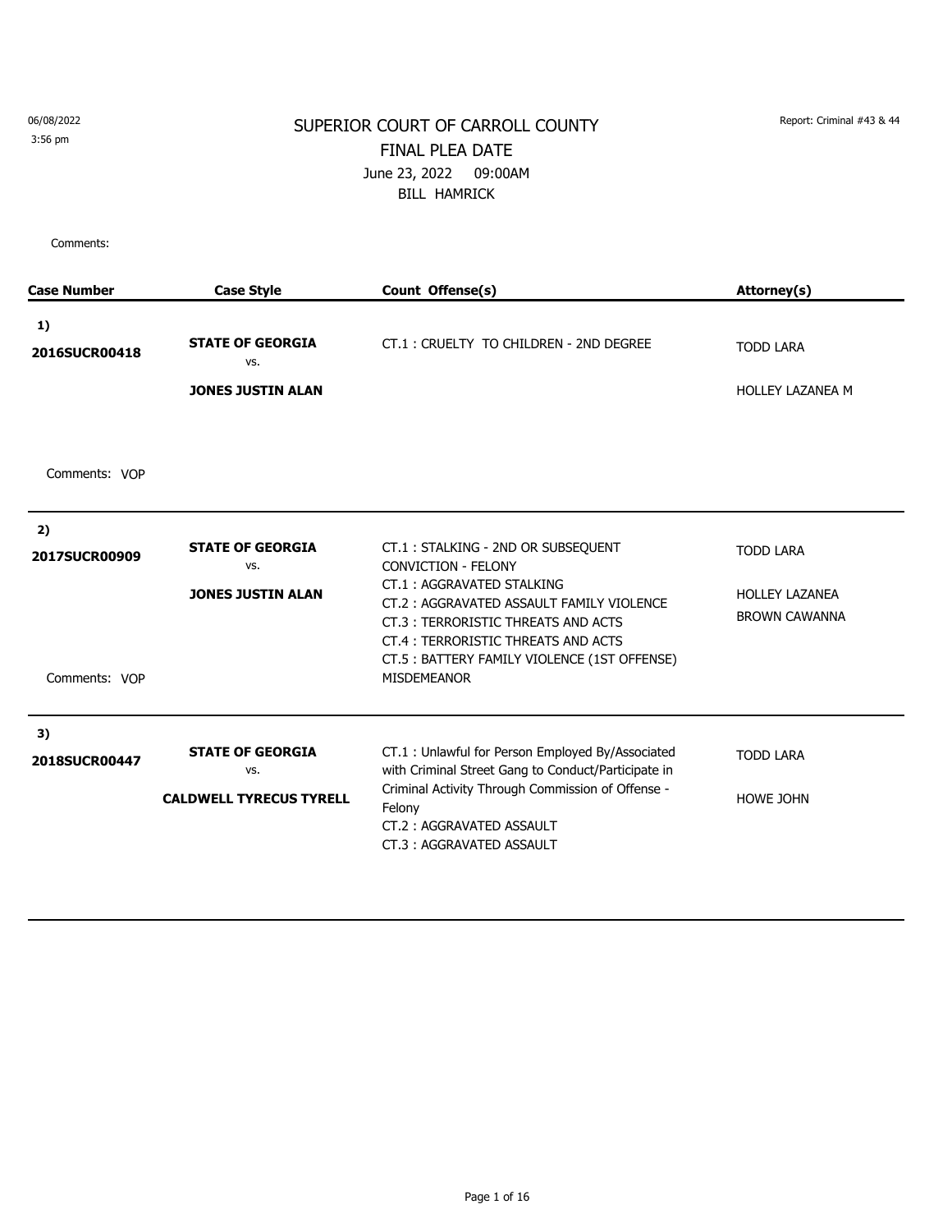06/08/2022
3:56 pm

Report: Criminal #43 & 44

# SUPERIOR COURT OF CARROLL COUNTY

## FINAL PLEA DATE

June 23, 2022 09:00AM

BILL HAMRICK

Comments:

| Case Number | Case Style | Count Offense(s) | Attorney(s) |
|---|---|---|---|
| 1) **2016SUCR00418** | **STATE OF GEORGIA** vs. **JONES JUSTIN ALAN** | CT.1 : CRUELTY TO CHILDREN - 2ND DEGREE | TODD LARA<br>HOLLEY LAZANEA M |
| Comments: VOP | | | |
| 2) **2017SUCR00909** | **STATE OF GEORGIA** vs. **JONES JUSTIN ALAN** | CT.1 : STALKING - 2ND OR SUBSEQUENT CONVICTION - FELONY<br>CT.1 : AGGRAVATED STALKING<br>CT.2 : AGGRAVATED ASSAULT FAMILY VIOLENCE<br>CT.3 : TERRORISTIC THREATS AND ACTS<br>CT.4 : TERRORISTIC THREATS AND ACTS<br>CT.5 : BATTERY FAMILY VIOLENCE (1ST OFFENSE) MISDEMEANOR | TODD LARA<br>HOLLEY LAZANEA<br>BROWN CAWANNA |
| Comments: VOP | | | |
| 3) **2018SUCR00447** | **STATE OF GEORGIA** vs. **CALDWELL TYRECUS TYRELL** | CT.1 : Unlawful for Person Employed By/Associated with Criminal Street Gang to Conduct/Participate in Criminal Activity Through Commission of Offense - Felony<br>CT.2 : AGGRAVATED ASSAULT<br>CT.3 : AGGRAVATED ASSAULT | TODD LARA<br>HOWE JOHN |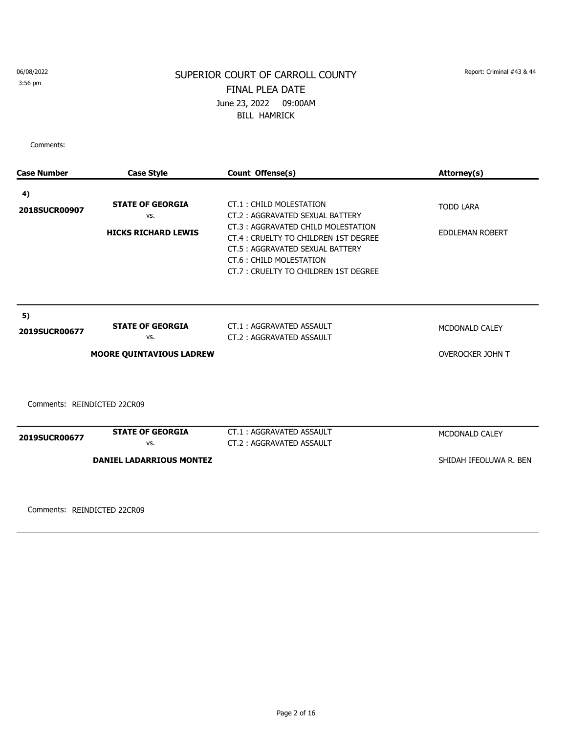06/08/2022
3:56 pm

Report: Criminal #43 & 44

# SUPERIOR COURT OF CARROLL COUNTY
## FINAL PLEA DATE
June 23, 2022 09:00AM
BILL HAMRICK

Comments:

| Case Number | Case Style | Count Offense(s) | Attorney(s) |
|---|---|---|---|
| **4)** **2018SUCR00907** | **STATE OF GEORGIA** vs. **HICKS RICHARD LEWIS** | CT.1 : CHILD MOLESTATION<br>CT.2 : AGGRAVATED SEXUAL BATTERY<br>CT.3 : AGGRAVATED CHILD MOLESTATION<br>CT.4 : CRUELTY TO CHILDREN 1ST DEGREE<br>CT.5 : AGGRAVATED SEXUAL BATTERY<br>CT.6 : CHILD MOLESTATION<br>CT.7 : CRUELTY TO CHILDREN 1ST DEGREE | TODD LARA<br>EDDLEMAN ROBERT |
| **5)** **2019SUCR00677** | **STATE OF GEORGIA** vs. **MOORE QUINTAVIOUS LADREW** | CT.1 : AGGRAVATED ASSAULT<br>CT.2 : AGGRAVATED ASSAULT | MCDONALD CALEY<br>OVEROCKER JOHN T |

Comments: REINDICTED 22CR09

| Case Number | Case Style | Count Offense(s) | Attorney(s) |
|---|---|---|---|
| **2019SUCR00677** | **STATE OF GEORGIA** vs. **DANIEL LADARRIOUS MONTEZ** | CT.1 : AGGRAVATED ASSAULT<br>CT.2 : AGGRAVATED ASSAULT | MCDONALD CALEY<br>SHIDAH IFEOLUWA R. BEN |

Comments: REINDICTED 22CR09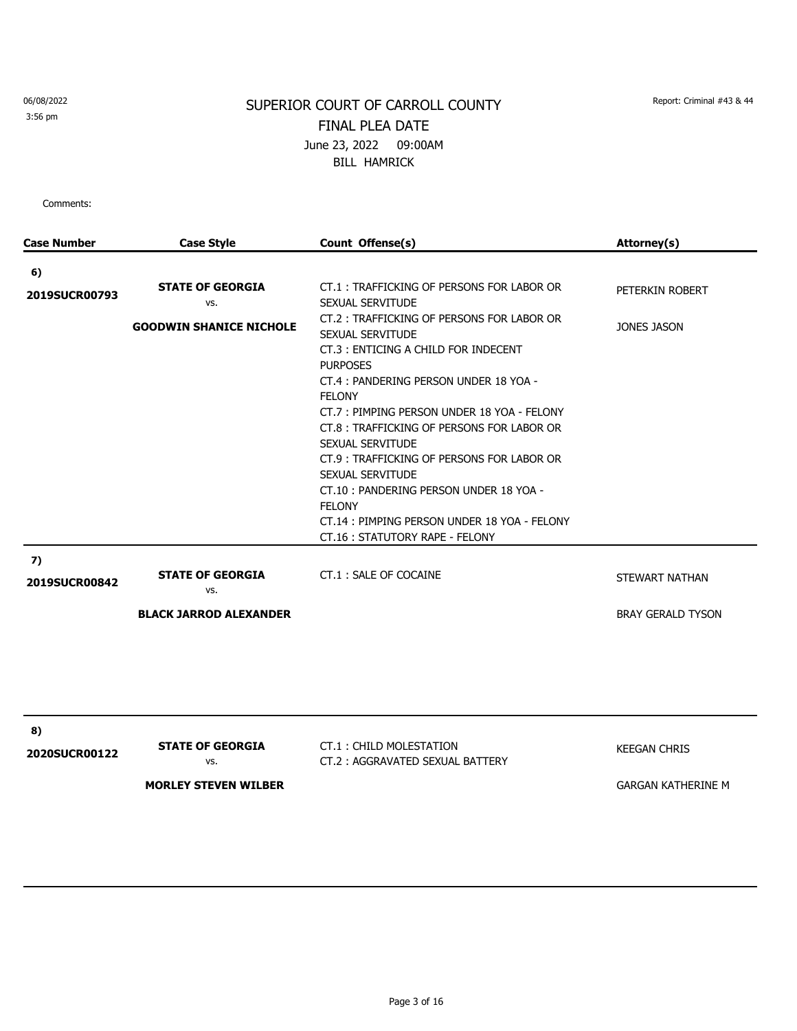06/08/2022
3:56 pm

# SUPERIOR COURT OF CARROLL COUNTY

FINAL PLEA DATE

June 23, 2022 09:00AM

BILL HAMRICK

Report: Criminal #43 & 44

Comments:

| Case Number | Case Style | Count Offense(s) | Attorney(s) |
|---|---|---|---|
| 6) 2019SUCR00793 | **STATE OF GEORGIA** vs. **GOODWIN SHANICE NICHOLE** | CT.1 : TRAFFICKING OF PERSONS FOR LABOR OR SEXUAL SERVITUDE<br>CT.2 : TRAFFICKING OF PERSONS FOR LABOR OR SEXUAL SERVITUDE<br>CT.3 : ENTICING A CHILD FOR INDECENT PURPOSES<br>CT.4 : PANDERING PERSON UNDER 18 YOA - FELONY<br>CT.7 : PIMPING PERSON UNDER 18 YOA - FELONY<br>CT.8 : TRAFFICKING OF PERSONS FOR LABOR OR SEXUAL SERVITUDE<br>CT.9 : TRAFFICKING OF PERSONS FOR LABOR OR SEXUAL SERVITUDE<br>CT.10 : PANDERING PERSON UNDER 18 YOA - FELONY<br>CT.14 : PIMPING PERSON UNDER 18 YOA - FELONY<br>CT.16 : STATUTORY RAPE - FELONY | PETERKIN ROBERT<br>JONES JASON |
| 7) 2019SUCR00842 | **STATE OF GEORGIA** vs. **BLACK JARROD ALEXANDER** | CT.1 : SALE OF COCAINE | STEWART NATHAN<br>BRAY GERALD TYSON |
| 8) 2020SUCR00122 | **STATE OF GEORGIA** vs. **MORLEY STEVEN WILBER** | CT.1 : CHILD MOLESTATION<br>CT.2 : AGGRAVATED SEXUAL BATTERY | KEEGAN CHRIS<br>GARGAN KATHERINE M |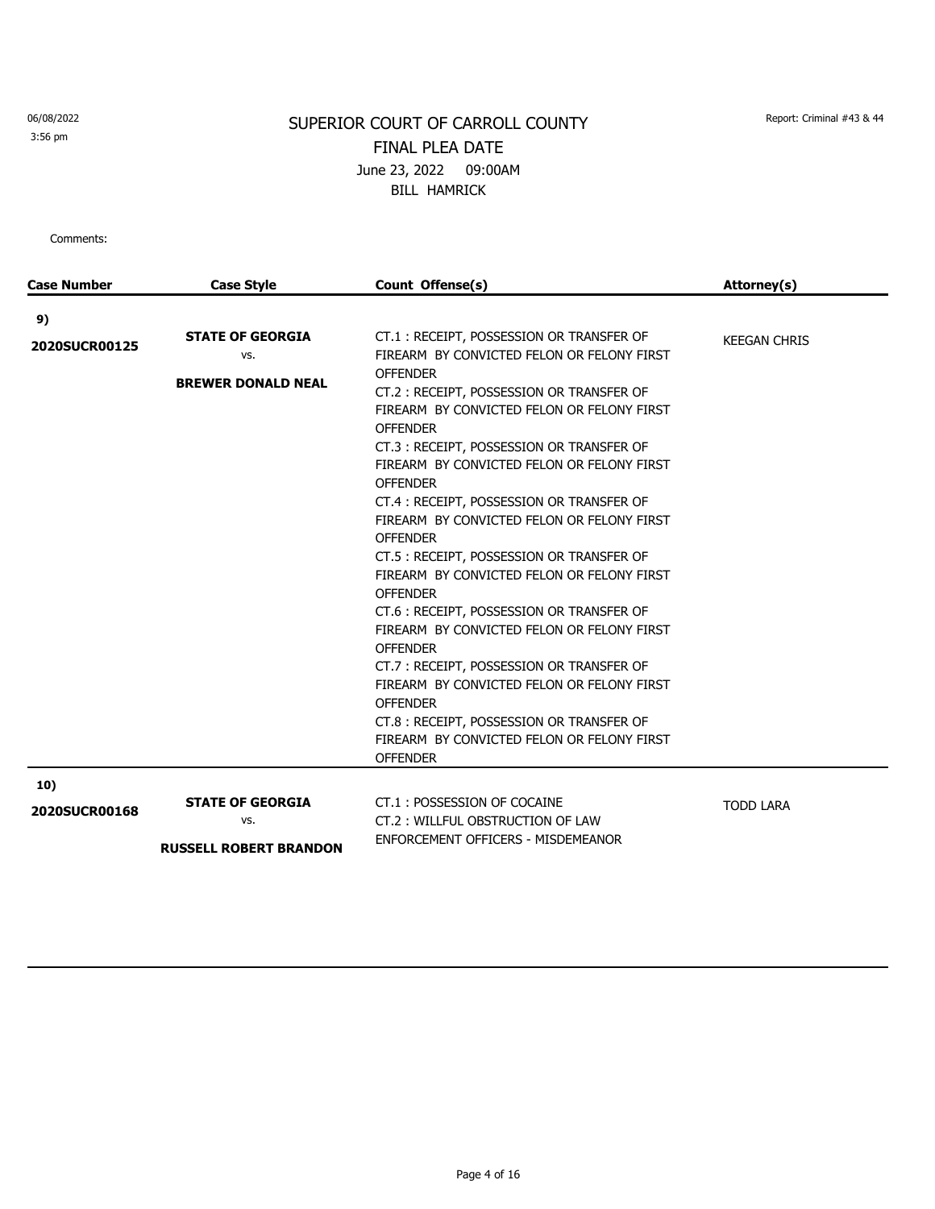# SUPERIOR COURT OF CARROLL COUNTY

## FINAL PLEA DATE

June 23, 2022 09:00AM

BILL HAMRICK

06/08/2022
3:56 pm

Report: Criminal #43 & 44

Comments:

| Case Number | Case Style | Count Offense(s) | Attorney(s) |
|---|---|---|---|
| **9)** **2020SUCR00125** | **STATE OF GEORGIA** vs. **BREWER DONALD NEAL** | CT.1 : RECEIPT, POSSESSION OR TRANSFER OF FIREARM BY CONVICTED FELON OR FELONY FIRST OFFENDER<br>CT.2 : RECEIPT, POSSESSION OR TRANSFER OF FIREARM BY CONVICTED FELON OR FELONY FIRST OFFENDER<br>CT.3 : RECEIPT, POSSESSION OR TRANSFER OF FIREARM BY CONVICTED FELON OR FELONY FIRST OFFENDER<br>CT.4 : RECEIPT, POSSESSION OR TRANSFER OF FIREARM BY CONVICTED FELON OR FELONY FIRST OFFENDER<br>CT.5 : RECEIPT, POSSESSION OR TRANSFER OF FIREARM BY CONVICTED FELON OR FELONY FIRST OFFENDER<br>CT.6 : RECEIPT, POSSESSION OR TRANSFER OF FIREARM BY CONVICTED FELON OR FELONY FIRST OFFENDER<br>CT.7 : RECEIPT, POSSESSION OR TRANSFER OF FIREARM BY CONVICTED FELON OR FELONY FIRST OFFENDER<br>CT.8 : RECEIPT, POSSESSION OR TRANSFER OF FIREARM BY CONVICTED FELON OR FELONY FIRST OFFENDER | KEEGAN CHRIS |
| **10)** **2020SUCR00168** | **STATE OF GEORGIA** vs. **RUSSELL ROBERT BRANDON** | CT.1 : POSSESSION OF COCAINE<br>CT.2 : WILLFUL OBSTRUCTION OF LAW ENFORCEMENT OFFICERS - MISDEMEANOR | TODD LARA |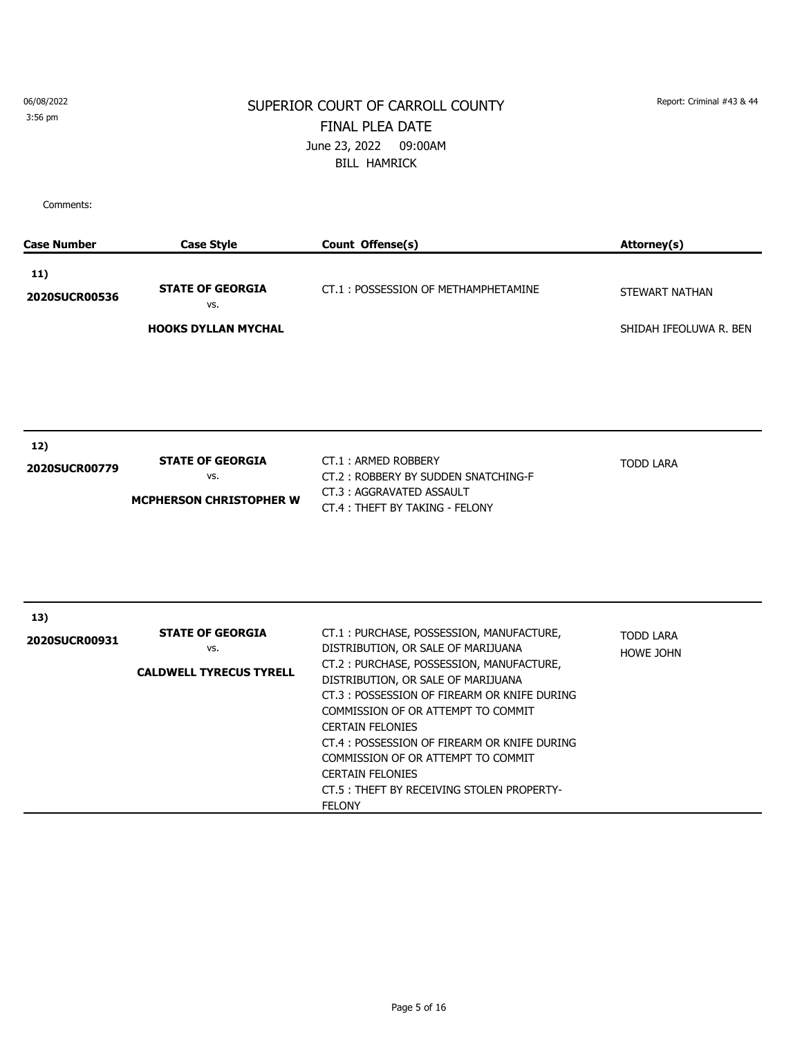06/08/2022
3:56 pm

Report: Criminal #43 & 44

# SUPERIOR COURT OF CARROLL COUNTY

## FINAL PLEA DATE

June 23, 2022 09:00AM

BILL HAMRICK

Comments:

| Case Number | Case Style | Count Offense(s) | Attorney(s) |
|---|---|---|---|
| **11)** **2020SUCR00536** | **STATE OF GEORGIA** vs. **HOOKS DYLLAN MYCHAL** | CT.1 : POSSESSION OF METHAMPHETAMINE | STEWART NATHAN<br>SHIDAH IFEOLUWA R. BEN |
| **12)** **2020SUCR00779** | **STATE OF GEORGIA** vs. **MCPHERSON CHRISTOPHER W** | CT.1 : ARMED ROBBERY<br>CT.2 : ROBBERY BY SUDDEN SNATCHING-F<br>CT.3 : AGGRAVATED ASSAULT<br>CT.4 : THEFT BY TAKING - FELONY | TODD LARA |
| **13)** **2020SUCR00931** | **STATE OF GEORGIA** vs. **CALDWELL TYRECUS TYRELL** | CT.1 : PURCHASE, POSSESSION, MANUFACTURE, DISTRIBUTION, OR SALE OF MARIJUANA<br>CT.2 : PURCHASE, POSSESSION, MANUFACTURE, DISTRIBUTION, OR SALE OF MARIJUANA<br>CT.3 : POSSESSION OF FIREARM OR KNIFE DURING COMMISSION OF OR ATTEMPT TO COMMIT CERTAIN FELONIES<br>CT.4 : POSSESSION OF FIREARM OR KNIFE DURING COMMISSION OF OR ATTEMPT TO COMMIT CERTAIN FELONIES<br>CT.5 : THEFT BY RECEIVING STOLEN PROPERTY-FELONY | TODD LARA<br>HOWE JOHN |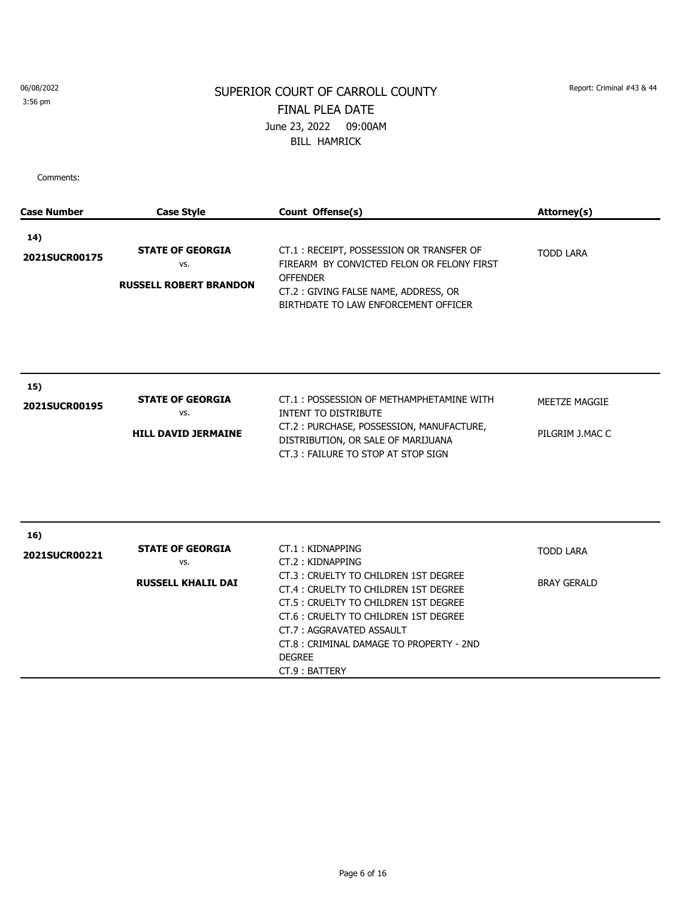06/08/2022
3:56 pm

Report: Criminal #43 & 44

# SUPERIOR COURT OF CARROLL COUNTY

## FINAL PLEA DATE

June 23, 2022 09:00AM

BILL HAMRICK

Comments:

| Case Number | Case Style | Count Offense(s) | Attorney(s) |
|---|---|---|---|
| 14) 2021SUCR00175 | **STATE OF GEORGIA** vs. **RUSSELL ROBERT BRANDON** | CT.1 : RECEIPT, POSSESSION OR TRANSFER OF FIREARM BY CONVICTED FELON OR FELONY FIRST OFFENDER<br>CT.2 : GIVING FALSE NAME, ADDRESS, OR BIRTHDATE TO LAW ENFORCEMENT OFFICER | TODD LARA |
| 15) 2021SUCR00195 | **STATE OF GEORGIA** vs. **HILL DAVID JERMAINE** | CT.1 : POSSESSION OF METHAMPHETAMINE WITH INTENT TO DISTRIBUTE<br>CT.2 : PURCHASE, POSSESSION, MANUFACTURE, DISTRIBUTION, OR SALE OF MARIJUANA<br>CT.3 : FAILURE TO STOP AT STOP SIGN | MEETZE MAGGIE<br>PILGRIM J.MAC C |
| 16) 2021SUCR00221 | **STATE OF GEORGIA** vs. **RUSSELL KHALIL DAI** | CT.1 : KIDNAPPING<br>CT.2 : KIDNAPPING<br>CT.3 : CRUELTY TO CHILDREN 1ST DEGREE<br>CT.4 : CRUELTY TO CHILDREN 1ST DEGREE<br>CT.5 : CRUELTY TO CHILDREN 1ST DEGREE<br>CT.6 : CRUELTY TO CHILDREN 1ST DEGREE<br>CT.7 : AGGRAVATED ASSAULT<br>CT.8 : CRIMINAL DAMAGE TO PROPERTY - 2ND DEGREE<br>CT.9 : BATTERY | TODD LARA<br>BRAY GERALD |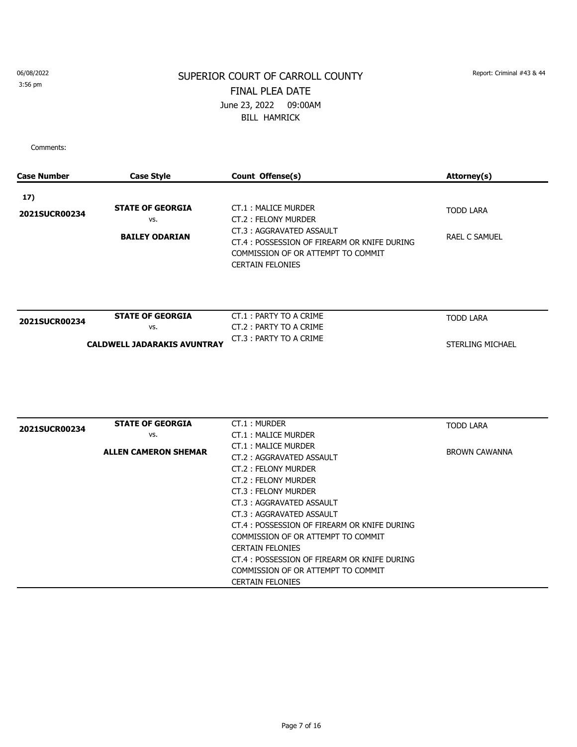06/08/2022
3:56 pm

# SUPERIOR COURT OF CARROLL COUNTY

FINAL PLEA DATE

June 23, 2022 09:00AM

BILL HAMRICK

Report: Criminal #43 & 44

Comments:

| Case Number | Case Style | Count Offense(s) | Attorney(s) |
|---|---|---|---|
| **17)** 2021SUCR00234 | **STATE OF GEORGIA** vs. **BAILEY ODARIAN** | CT.1 : MALICE MURDER<br>CT.2 : FELONY MURDER<br>CT.3 : AGGRAVATED ASSAULT<br>CT.4 : POSSESSION OF FIREARM OR KNIFE DURING COMMISSION OF OR ATTEMPT TO COMMIT CERTAIN FELONIES | TODD LARA<br><br>RAEL C SAMUEL |
| 2021SUCR00234 | **STATE OF GEORGIA** vs. **CALDWELL JADARAKIS AVUNTRAY** | CT.1 : PARTY TO A CRIME<br>CT.2 : PARTY TO A CRIME<br>CT.3 : PARTY TO A CRIME | TODD LARA<br><br>STERLING MICHAEL |
| 2021SUCR00234 | **STATE OF GEORGIA** vs. **ALLEN CAMERON SHEMAR** | CT.1 : MURDER<br>CT.1 : MALICE MURDER<br>CT.1 : MALICE MURDER<br>CT.2 : AGGRAVATED ASSAULT<br>CT.2 : FELONY MURDER<br>CT.2 : FELONY MURDER<br>CT.3 : FELONY MURDER<br>CT.3 : AGGRAVATED ASSAULT<br>CT.3 : AGGRAVATED ASSAULT<br>CT.4 : POSSESSION OF FIREARM OR KNIFE DURING COMMISSION OF OR ATTEMPT TO COMMIT CERTAIN FELONIES<br>CT.4 : POSSESSION OF FIREARM OR KNIFE DURING COMMISSION OF OR ATTEMPT TO COMMIT CERTAIN FELONIES | TODD LARA<br><br>BROWN CAWANNA |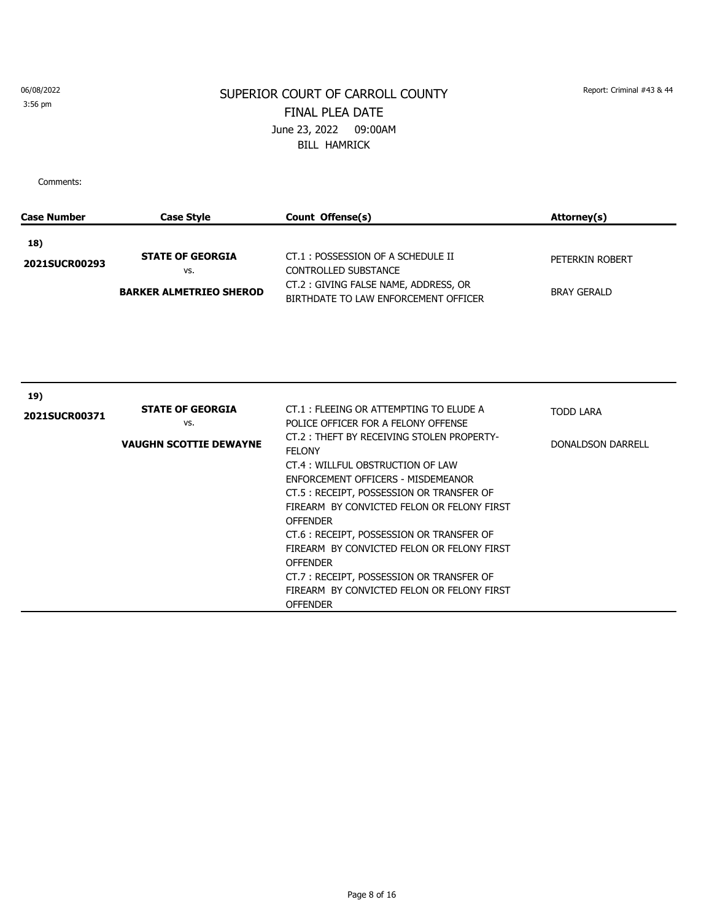06/08/2022
3:56 pm

# SUPERIOR COURT OF CARROLL COUNTY

## FINAL PLEA DATE

June 23, 2022 09:00AM

BILL HAMRICK

Report: Criminal #43 & 44

Comments:

| Case Number | Case Style | Count Offense(s) | Attorney(s) |
|---|---|---|---|
| **18)** **2021SUCR00293** | **STATE OF GEORGIA** vs. **BARKER ALMETRIEO SHEROD** | CT.1 : POSSESSION OF A SCHEDULE II CONTROLLED SUBSTANCE<br>CT.2 : GIVING FALSE NAME, ADDRESS, OR BIRTHDATE TO LAW ENFORCEMENT OFFICER | PETERKIN ROBERT<br>BRAY GERALD |
| **19)** **2021SUCR00371** | **STATE OF GEORGIA** vs. **VAUGHN SCOTTIE DEWAYNE** | CT.1 : FLEEING OR ATTEMPTING TO ELUDE A POLICE OFFICER FOR A FELONY OFFENSE<br>CT.2 : THEFT BY RECEIVING STOLEN PROPERTY-FELONY<br>CT.4 : WILLFUL OBSTRUCTION OF LAW ENFORCEMENT OFFICERS - MISDEMEANOR<br>CT.5 : RECEIPT, POSSESSION OR TRANSFER OF FIREARM BY CONVICTED FELON OR FELONY FIRST OFFENDER<br>CT.6 : RECEIPT, POSSESSION OR TRANSFER OF FIREARM BY CONVICTED FELON OR FELONY FIRST OFFENDER<br>CT.7 : RECEIPT, POSSESSION OR TRANSFER OF FIREARM BY CONVICTED FELON OR FELONY FIRST OFFENDER | TODD LARA<br>DONALDSON DARRELL |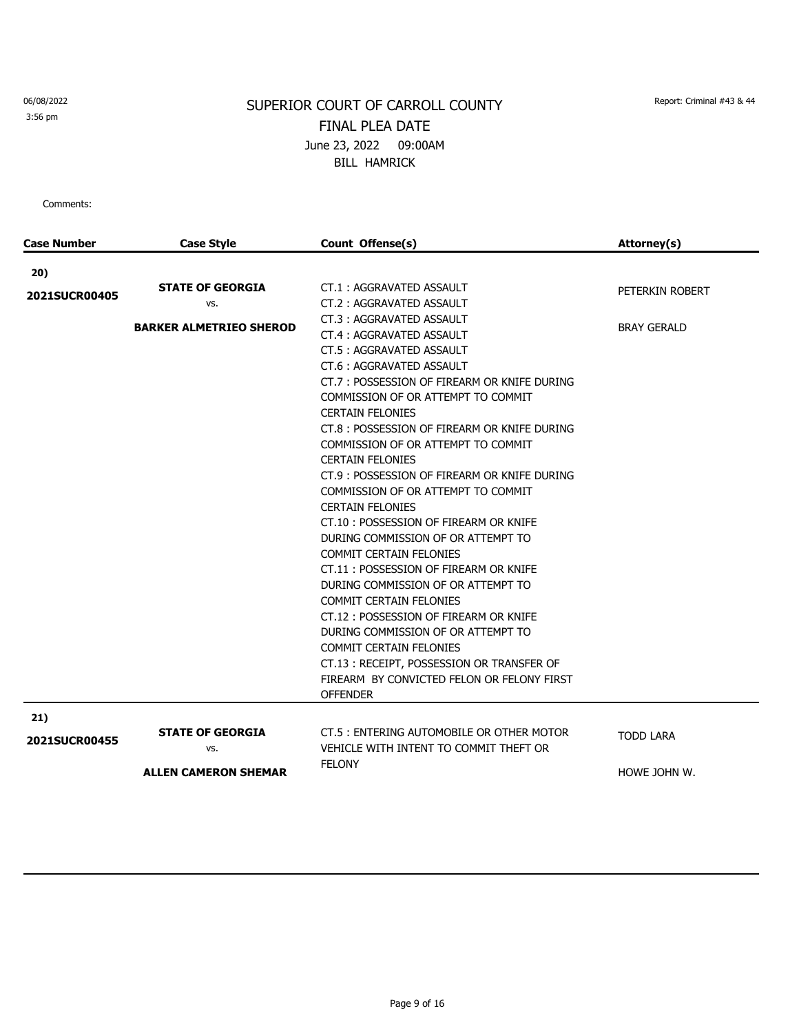06/08/2022
3:56 pm

# SUPERIOR COURT OF CARROLL COUNTY
## FINAL PLEA DATE
June 23, 2022 09:00AM
BILL HAMRICK

Report: Criminal #43 & 44

Comments:

| Case Number | Case Style | Count Offense(s) | Attorney(s) |
|---|---|---|---|
| **20)** **2021SUCR00405** | **STATE OF GEORGIA** vs. **BARKER ALMETRIEO SHEROD** | CT.1 : AGGRAVATED ASSAULT<br>CT.2 : AGGRAVATED ASSAULT<br>CT.3 : AGGRAVATED ASSAULT<br>CT.4 : AGGRAVATED ASSAULT<br>CT.5 : AGGRAVATED ASSAULT<br>CT.6 : AGGRAVATED ASSAULT<br>CT.7 : POSSESSION OF FIREARM OR KNIFE DURING COMMISSION OF OR ATTEMPT TO COMMIT CERTAIN FELONIES<br>CT.8 : POSSESSION OF FIREARM OR KNIFE DURING COMMISSION OF OR ATTEMPT TO COMMIT CERTAIN FELONIES<br>CT.9 : POSSESSION OF FIREARM OR KNIFE DURING COMMISSION OF OR ATTEMPT TO COMMIT CERTAIN FELONIES<br>CT.10 : POSSESSION OF FIREARM OR KNIFE DURING COMMISSION OF OR ATTEMPT TO COMMIT CERTAIN FELONIES<br>CT.11 : POSSESSION OF FIREARM OR KNIFE DURING COMMISSION OF OR ATTEMPT TO COMMIT CERTAIN FELONIES<br>CT.12 : POSSESSION OF FIREARM OR KNIFE DURING COMMISSION OF OR ATTEMPT TO COMMIT CERTAIN FELONIES<br>CT.13 : RECEIPT, POSSESSION OR TRANSFER OF FIREARM BY CONVICTED FELON OR FELONY FIRST OFFENDER | PETERKIN ROBERT<br>BRAY GERALD |
| **21)** **2021SUCR00455** | **STATE OF GEORGIA** vs. **ALLEN CAMERON SHEMAR** | CT.5 : ENTERING AUTOMOBILE OR OTHER MOTOR VEHICLE WITH INTENT TO COMMIT THEFT OR FELONY | TODD LARA<br>HOWE JOHN W. |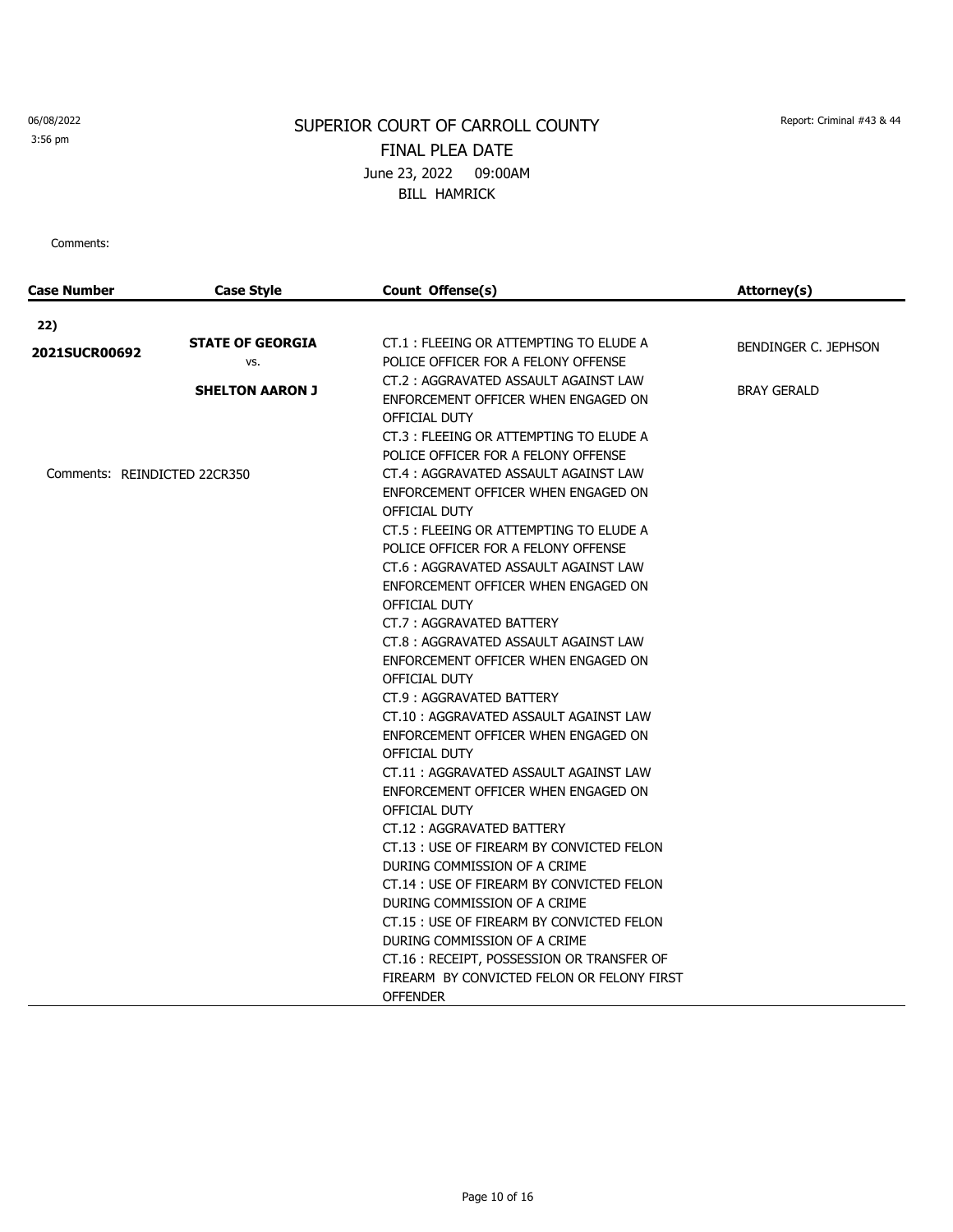06/08/2022
3:56 pm

# SUPERIOR COURT OF CARROLL COUNTY

FINAL PLEA DATE

June 23, 2022 09:00AM

BILL HAMRICK

Report: Criminal #43 & 44

Comments:

| Case Number | Case Style | Count Offense(s) | Attorney(s) |
|---|---|---|---|
| **22)** | | | |
| **2021SUCR00692** | **STATE OF GEORGIA** vs. **SHELTON AARON J** | CT.1 : FLEEING OR ATTEMPTING TO ELUDE A POLICE OFFICER FOR A FELONY OFFENSE | BENDINGER C. JEPHSON |
| | | CT.2 : AGGRAVATED ASSAULT AGAINST LAW ENFORCEMENT OFFICER WHEN ENGAGED ON OFFICIAL DUTY | BRAY GERALD |
| | | CT.3 : FLEEING OR ATTEMPTING TO ELUDE A POLICE OFFICER FOR A FELONY OFFENSE | |
| Comments: REINDICTED 22CR350 | | CT.4 : AGGRAVATED ASSAULT AGAINST LAW ENFORCEMENT OFFICER WHEN ENGAGED ON OFFICIAL DUTY | |
| | | CT.5 : FLEEING OR ATTEMPTING TO ELUDE A POLICE OFFICER FOR A FELONY OFFENSE | |
| | | CT.6 : AGGRAVATED ASSAULT AGAINST LAW ENFORCEMENT OFFICER WHEN ENGAGED ON OFFICIAL DUTY | |
| | | CT.7 : AGGRAVATED BATTERY | |
| | | CT.8 : AGGRAVATED ASSAULT AGAINST LAW ENFORCEMENT OFFICER WHEN ENGAGED ON OFFICIAL DUTY | |
| | | CT.9 : AGGRAVATED BATTERY | |
| | | CT.10 : AGGRAVATED ASSAULT AGAINST LAW ENFORCEMENT OFFICER WHEN ENGAGED ON OFFICIAL DUTY | |
| | | CT.11 : AGGRAVATED ASSAULT AGAINST LAW ENFORCEMENT OFFICER WHEN ENGAGED ON OFFICIAL DUTY | |
| | | CT.12 : AGGRAVATED BATTERY | |
| | | CT.13 : USE OF FIREARM BY CONVICTED FELON DURING COMMISSION OF A CRIME | |
| | | CT.14 : USE OF FIREARM BY CONVICTED FELON DURING COMMISSION OF A CRIME | |
| | | CT.15 : USE OF FIREARM BY CONVICTED FELON DURING COMMISSION OF A CRIME | |
| | | CT.16 : RECEIPT, POSSESSION OR TRANSFER OF FIREARM BY CONVICTED FELON OR FELONY FIRST OFFENDER | |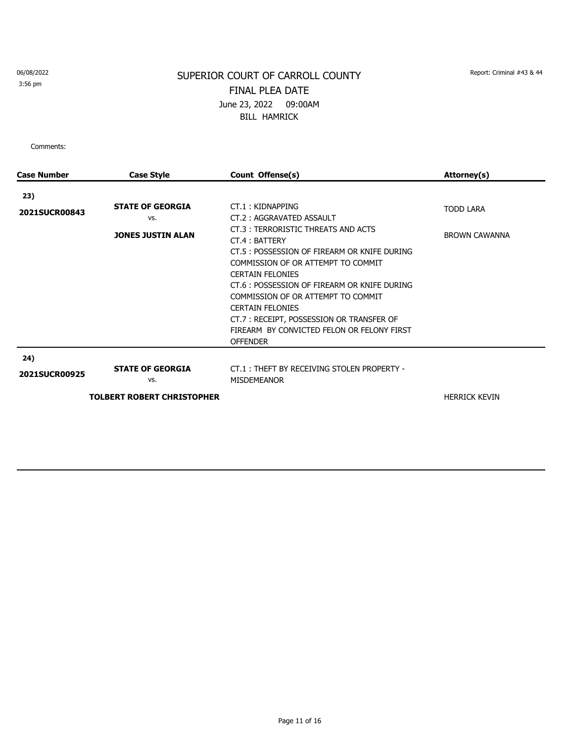# SUPERIOR COURT OF CARROLL COUNTY

FINAL PLEA DATE

June 23, 2022 09:00AM

BILL HAMRICK

06/08/2022
3:56 pm

Report: Criminal #43 & 44

Comments:

| Case Number | Case Style | Count Offense(s) | Attorney(s) |
|---|---|---|---|
| **23)** **2021SUCR00843** | **STATE OF GEORGIA** vs. **JONES JUSTIN ALAN** | CT.1 : KIDNAPPING<br>CT.2 : AGGRAVATED ASSAULT<br>CT.3 : TERRORISTIC THREATS AND ACTS<br>CT.4 : BATTERY<br>CT.5 : POSSESSION OF FIREARM OR KNIFE DURING COMMISSION OF OR ATTEMPT TO COMMIT CERTAIN FELONIES<br>CT.6 : POSSESSION OF FIREARM OR KNIFE DURING COMMISSION OF OR ATTEMPT TO COMMIT CERTAIN FELONIES<br>CT.7 : RECEIPT, POSSESSION OR TRANSFER OF FIREARM BY CONVICTED FELON OR FELONY FIRST OFFENDER | TODD LARA<br>BROWN CAWANNA |
| **24)** **2021SUCR00925** | **STATE OF GEORGIA** vs. **TOLBERT ROBERT CHRISTOPHER** | CT.1 : THEFT BY RECEIVING STOLEN PROPERTY - MISDEMEANOR | HERRICK KEVIN |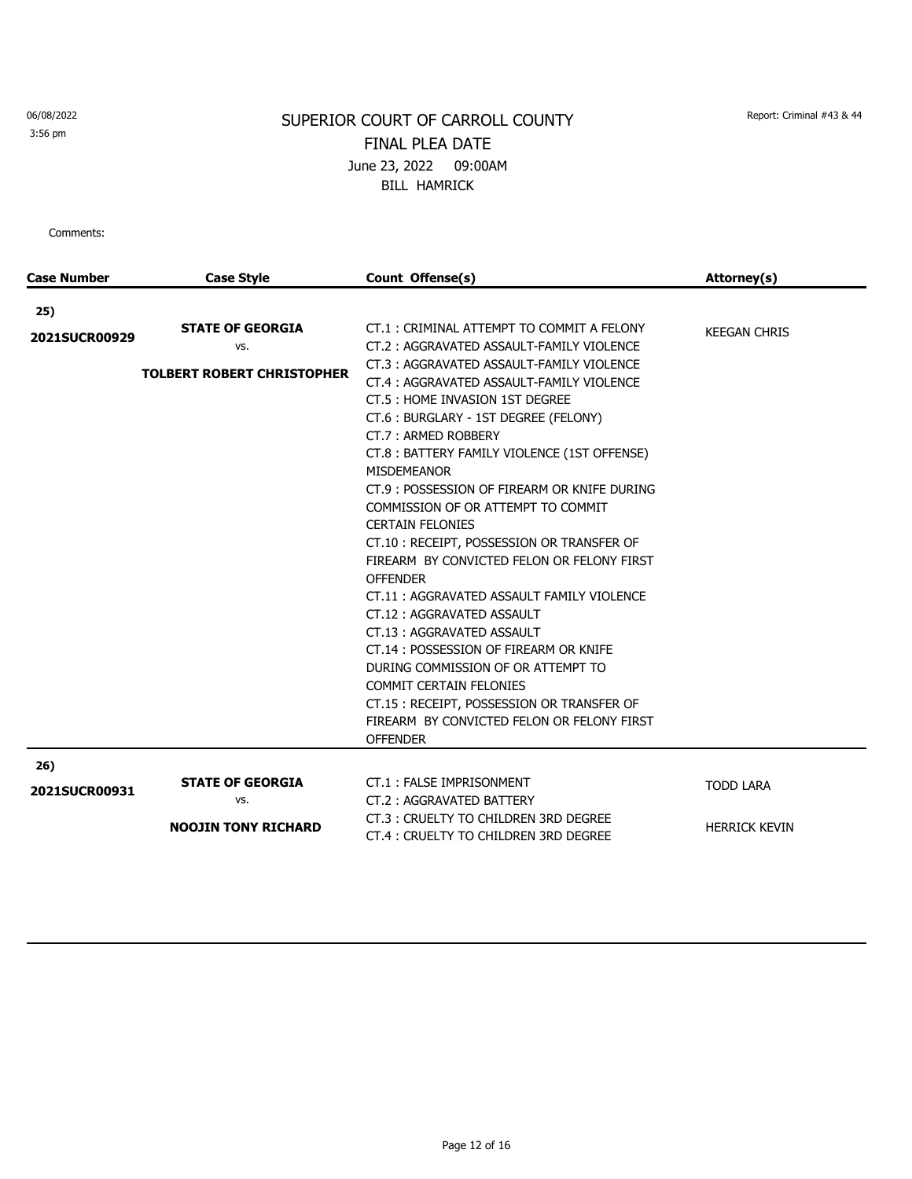06/08/2022
3:56 pm

# SUPERIOR COURT OF CARROLL COUNTY

## FINAL PLEA DATE

June 23, 2022 09:00AM

BILL HAMRICK

Report: Criminal #43 & 44

Comments:

| Case Number | Case Style | Count Offense(s) | Attorney(s) |
|---|---|---|---|
| **25)** **2021SUCR00929** | **STATE OF GEORGIA** vs. **TOLBERT ROBERT CHRISTOPHER** | CT.1 : CRIMINAL ATTEMPT TO COMMIT A FELONY<br>CT.2 : AGGRAVATED ASSAULT-FAMILY VIOLENCE<br>CT.3 : AGGRAVATED ASSAULT-FAMILY VIOLENCE<br>CT.4 : AGGRAVATED ASSAULT-FAMILY VIOLENCE<br>CT.5 : HOME INVASION 1ST DEGREE<br>CT.6 : BURGLARY - 1ST DEGREE (FELONY)<br>CT.7 : ARMED ROBBERY<br>CT.8 : BATTERY FAMILY VIOLENCE (1ST OFFENSE) MISDEMEANOR<br>CT.9 : POSSESSION OF FIREARM OR KNIFE DURING COMMISSION OF OR ATTEMPT TO COMMIT CERTAIN FELONIES<br>CT.10 : RECEIPT, POSSESSION OR TRANSFER OF FIREARM BY CONVICTED FELON OR FELONY FIRST OFFENDER<br>CT.11 : AGGRAVATED ASSAULT FAMILY VIOLENCE<br>CT.12 : AGGRAVATED ASSAULT<br>CT.13 : AGGRAVATED ASSAULT<br>CT.14 : POSSESSION OF FIREARM OR KNIFE DURING COMMISSION OF OR ATTEMPT TO COMMIT CERTAIN FELONIES<br>CT.15 : RECEIPT, POSSESSION OR TRANSFER OF FIREARM BY CONVICTED FELON OR FELONY FIRST OFFENDER | KEEGAN CHRIS |
| **26)** **2021SUCR00931** | **STATE OF GEORGIA** vs. **NOOJIN TONY RICHARD** | CT.1 : FALSE IMPRISONMENT<br>CT.2 : AGGRAVATED BATTERY<br>CT.3 : CRUELTY TO CHILDREN 3RD DEGREE<br>CT.4 : CRUELTY TO CHILDREN 3RD DEGREE | TODD LARA<br>HERRICK KEVIN |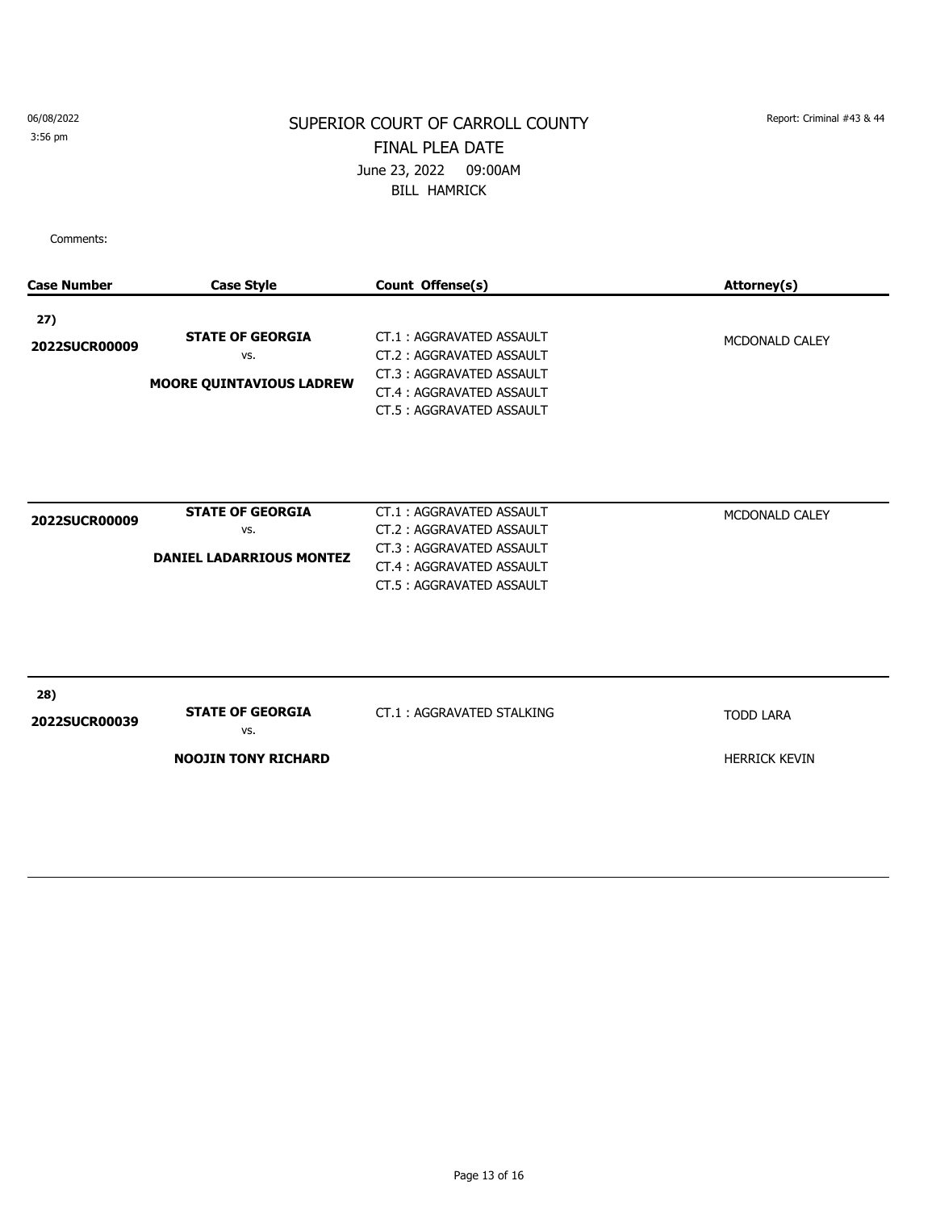# SUPERIOR COURT OF CARROLL COUNTY

FINAL PLEA DATE

June 23, 2022 09:00AM

BILL HAMRICK

06/08/2022
3:56 pm

Report: Criminal #43 & 44

Comments:

| Case Number | Case Style | Count Offense(s) | Attorney(s) |
|---|---|---|---|
| **27)** **2022SUCR00009** | **STATE OF GEORGIA** vs. **MOORE QUINTAVIOUS LADREW** | CT.1 : AGGRAVATED ASSAULT<br>CT.2 : AGGRAVATED ASSAULT<br>CT.3 : AGGRAVATED ASSAULT<br>CT.4 : AGGRAVATED ASSAULT<br>CT.5 : AGGRAVATED ASSAULT | MCDONALD CALEY |
| **2022SUCR00009** | **STATE OF GEORGIA** vs. **DANIEL LADARRIOUS MONTEZ** | CT.1 : AGGRAVATED ASSAULT<br>CT.2 : AGGRAVATED ASSAULT<br>CT.3 : AGGRAVATED ASSAULT<br>CT.4 : AGGRAVATED ASSAULT<br>CT.5 : AGGRAVATED ASSAULT | MCDONALD CALEY |
| **28)** **2022SUCR00039** | **STATE OF GEORGIA** vs. **NOOJIN TONY RICHARD** | CT.1 : AGGRAVATED STALKING | TODD LARA<br>HERRICK KEVIN |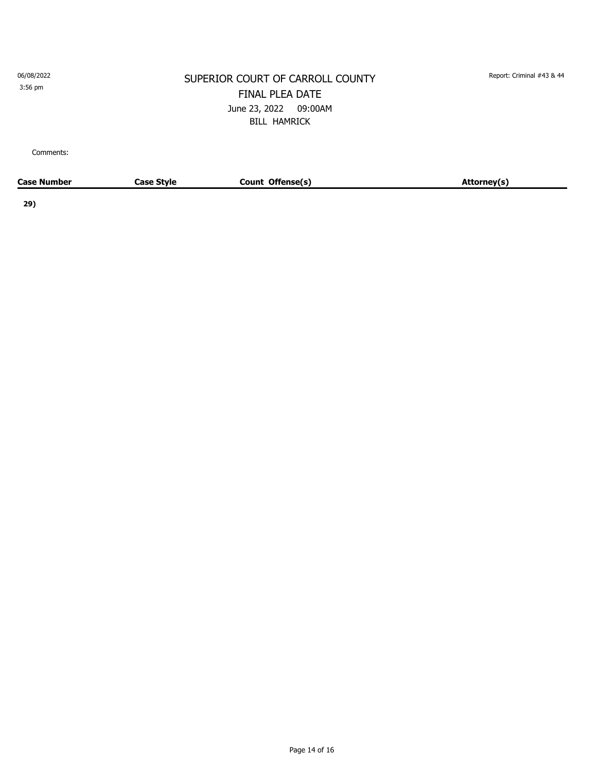# SUPERIOR COURT OF CARROLL COUNTY

## FINAL PLEA DATE

June 23, 2022 09:00AM

BILL HAMRICK

Report: Criminal #43 & 44

06/08/2022
3:56 pm

Comments:

| Case Number | Case Style | Count Offense(s) | Attorney(s) |
| --- | --- | --- | --- |
| **29)** | | | |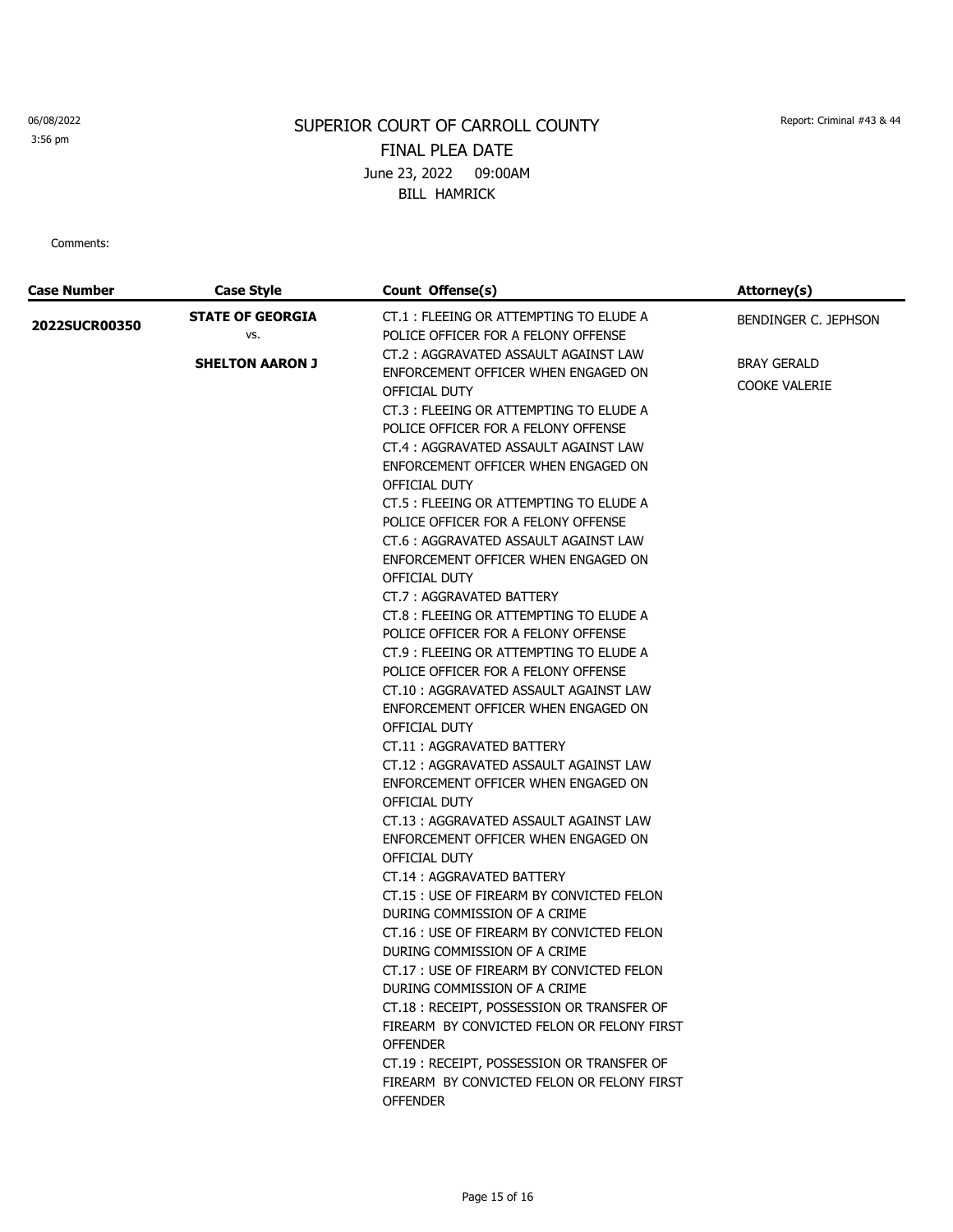06/08/2022
3:56 pm

# SUPERIOR COURT OF CARROLL COUNTY

## FINAL PLEA DATE

June 23, 2022 09:00AM

BILL HAMRICK

Report: Criminal #43 & 44

Comments:

| Case Number | Case Style | Count Offense(s) | Attorney(s) |
|---|---|---|---|
| **2022SUCR00350** | **STATE OF GEORGIA** vs. **SHELTON AARON J** | CT.1 : FLEEING OR ATTEMPTING TO ELUDE A POLICE OFFICER FOR A FELONY OFFENSE<br>CT.2 : AGGRAVATED ASSAULT AGAINST LAW ENFORCEMENT OFFICER WHEN ENGAGED ON OFFICIAL DUTY<br>CT.3 : FLEEING OR ATTEMPTING TO ELUDE A POLICE OFFICER FOR A FELONY OFFENSE<br>CT.4 : AGGRAVATED ASSAULT AGAINST LAW ENFORCEMENT OFFICER WHEN ENGAGED ON OFFICIAL DUTY<br>CT.5 : FLEEING OR ATTEMPTING TO ELUDE A POLICE OFFICER FOR A FELONY OFFENSE<br>CT.6 : AGGRAVATED ASSAULT AGAINST LAW ENFORCEMENT OFFICER WHEN ENGAGED ON OFFICIAL DUTY<br>CT.7 : AGGRAVATED BATTERY<br>CT.8 : FLEEING OR ATTEMPTING TO ELUDE A POLICE OFFICER FOR A FELONY OFFENSE<br>CT.9 : FLEEING OR ATTEMPTING TO ELUDE A POLICE OFFICER FOR A FELONY OFFENSE<br>CT.10 : AGGRAVATED ASSAULT AGAINST LAW ENFORCEMENT OFFICER WHEN ENGAGED ON OFFICIAL DUTY<br>CT.11 : AGGRAVATED BATTERY<br>CT.12 : AGGRAVATED ASSAULT AGAINST LAW ENFORCEMENT OFFICER WHEN ENGAGED ON OFFICIAL DUTY<br>CT.13 : AGGRAVATED ASSAULT AGAINST LAW ENFORCEMENT OFFICER WHEN ENGAGED ON OFFICIAL DUTY<br>CT.14 : AGGRAVATED BATTERY<br>CT.15 : USE OF FIREARM BY CONVICTED FELON DURING COMMISSION OF A CRIME<br>CT.16 : USE OF FIREARM BY CONVICTED FELON DURING COMMISSION OF A CRIME<br>CT.17 : USE OF FIREARM BY CONVICTED FELON DURING COMMISSION OF A CRIME<br>CT.18 : RECEIPT, POSSESSION OR TRANSFER OF FIREARM BY CONVICTED FELON OR FELONY FIRST OFFENDER<br>CT.19 : RECEIPT, POSSESSION OR TRANSFER OF FIREARM BY CONVICTED FELON OR FELONY FIRST OFFENDER | BENDINGER C. JEPHSON<br><br>BRAY GERALD<br>COOKE VALERIE |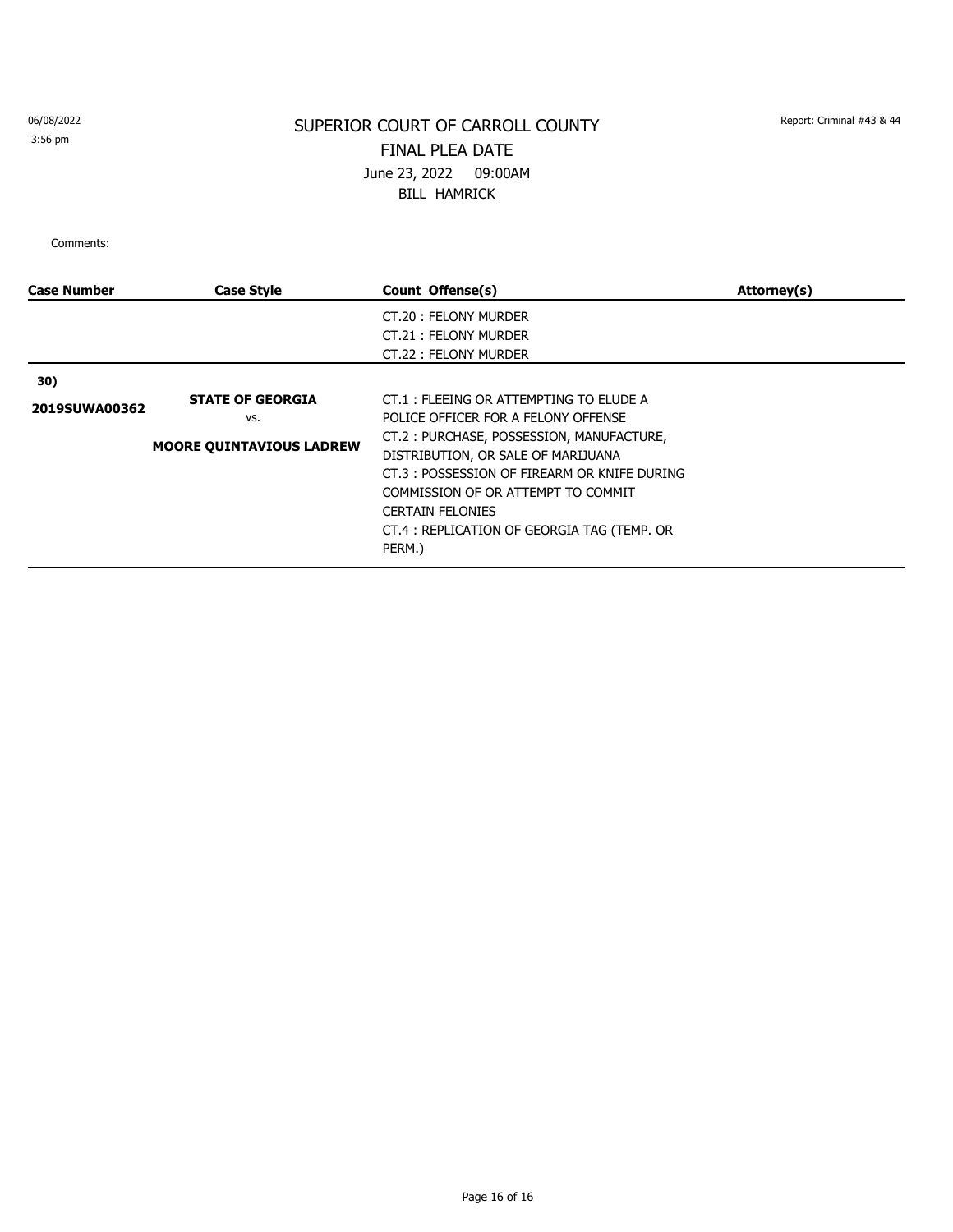06/08/2022
3:56 pm

# SUPERIOR COURT OF CARROLL COUNTY

FINAL PLEA DATE
June 23, 2022 09:00AM
BILL HAMRICK

Report: Criminal #43 & 44

Comments:

| Case Number | Case Style | Count Offense(s) | Attorney(s) |
|---|---|---|---|
| | | CT.20 : FELONY MURDER<br>CT.21 : FELONY MURDER<br>CT.22 : FELONY MURDER | |
| **30)**<br>**2019SUWA00362** | **STATE OF GEORGIA**<br>vs.<br>**MOORE QUINTAVIOUS LADREW** | CT.1 : FLEEING OR ATTEMPTING TO ELUDE A POLICE OFFICER FOR A FELONY OFFENSE<br>CT.2 : PURCHASE, POSSESSION, MANUFACTURE, DISTRIBUTION, OR SALE OF MARIJUANA<br>CT.3 : POSSESSION OF FIREARM OR KNIFE DURING COMMISSION OF OR ATTEMPT TO COMMIT CERTAIN FELONIES<br>CT.4 : REPLICATION OF GEORGIA TAG (TEMP. OR PERM.) | |